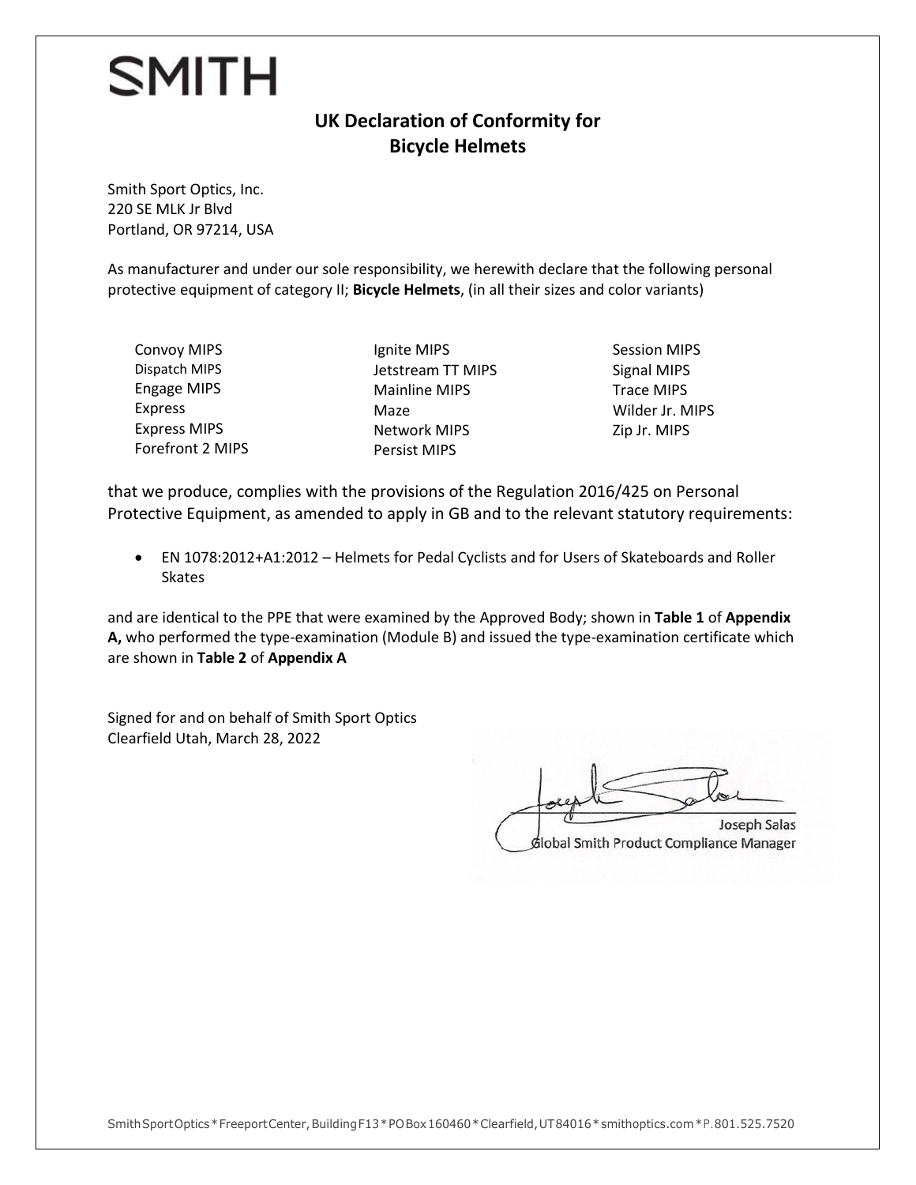# SMITH

## UK Declaration of Conformity for Bicycle Helmets

Smith Sport Optics, Inc.
220 SE MLK Jr Blvd
Portland, OR 97214, USA

As manufacturer and under our sole responsibility, we herewith declare that the following personal protective equipment of category II; **Bicycle Helmets**, (in all their sizes and color variants)

- Convoy MIPS
- Dispatch MIPS
- Engage MIPS
- Express
- Express MIPS
- Forefront 2 MIPS
- Ignite MIPS
- Jetstream TT MIPS
- Mainline MIPS
- Maze
- Network MIPS
- Persist MIPS
- Session MIPS
- Signal MIPS
- Trace MIPS
- Wilder Jr. MIPS
- Zip Jr. MIPS

that we produce, complies with the provisions of the Regulation 2016/425 on Personal Protective Equipment, as amended to apply in GB and to the relevant statutory requirements:

- EN 1078:2012+A1:2012 – Helmets for Pedal Cyclists and for Users of Skateboards and Roller Skates

and are identical to the PPE that were examined by the Approved Body; shown in **Table 1** of **Appendix A,** who performed the type-examination (Module B) and issued the type-examination certificate which are shown in **Table 2** of **Appendix A**

Signed for and on behalf of Smith Sport Optics
Clearfield Utah, March 28, 2022

Joseph Salas
Global Smith Product Compliance Manager

Smith Sport Optics * Freeport Center, Building F13 * PO Box 160460 * Clearfield, UT 84016 * smithoptics.com * P. 801.525.7520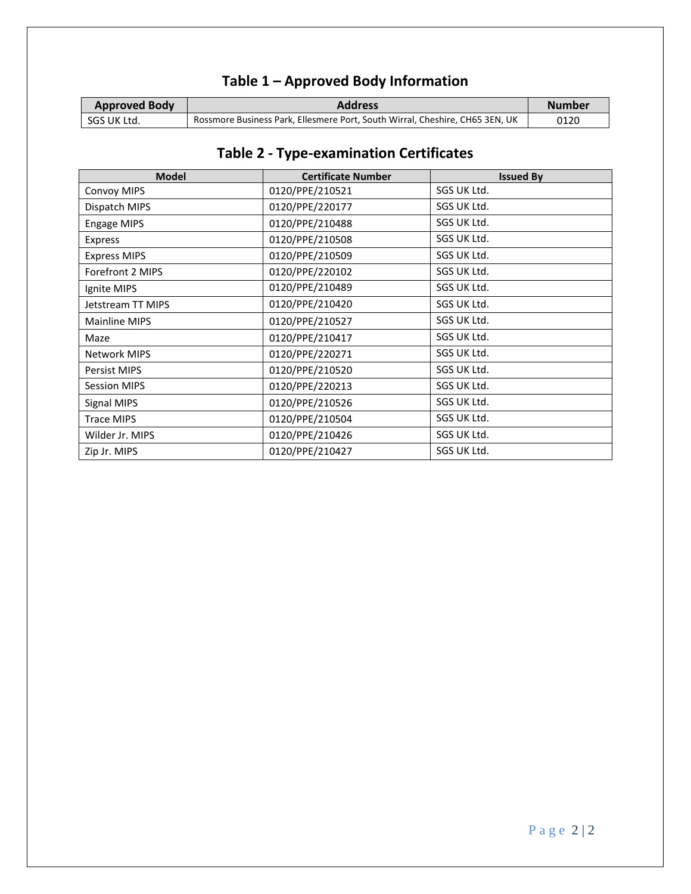## Table 1 – Approved Body Information

| Approved Body | Address | Number |
|---|---|---|
| SGS UK Ltd. | Rossmore Business Park, Ellesmere Port, South Wirral, Cheshire, CH65 3EN, UK | 0120 |

## Table 2 - Type-examination Certificates

| Model | Certificate Number | Issued By |
|---|---|---|
| Convoy MIPS | 0120/PPE/210521 | SGS UK Ltd. |
| Dispatch MIPS | 0120/PPE/220177 | SGS UK Ltd. |
| Engage MIPS | 0120/PPE/210488 | SGS UK Ltd. |
| Express | 0120/PPE/210508 | SGS UK Ltd. |
| Express MIPS | 0120/PPE/210509 | SGS UK Ltd. |
| Forefront 2 MIPS | 0120/PPE/220102 | SGS UK Ltd. |
| Ignite MIPS | 0120/PPE/210489 | SGS UK Ltd. |
| Jetstream TT MIPS | 0120/PPE/210420 | SGS UK Ltd. |
| Mainline MIPS | 0120/PPE/210527 | SGS UK Ltd. |
| Maze | 0120/PPE/210417 | SGS UK Ltd. |
| Network MIPS | 0120/PPE/220271 | SGS UK Ltd. |
| Persist MIPS | 0120/PPE/210520 | SGS UK Ltd. |
| Session MIPS | 0120/PPE/220213 | SGS UK Ltd. |
| Signal MIPS | 0120/PPE/210526 | SGS UK Ltd. |
| Trace MIPS | 0120/PPE/210504 | SGS UK Ltd. |
| Wilder Jr. MIPS | 0120/PPE/210426 | SGS UK Ltd. |
| Zip Jr. MIPS | 0120/PPE/210427 | SGS UK Ltd. |